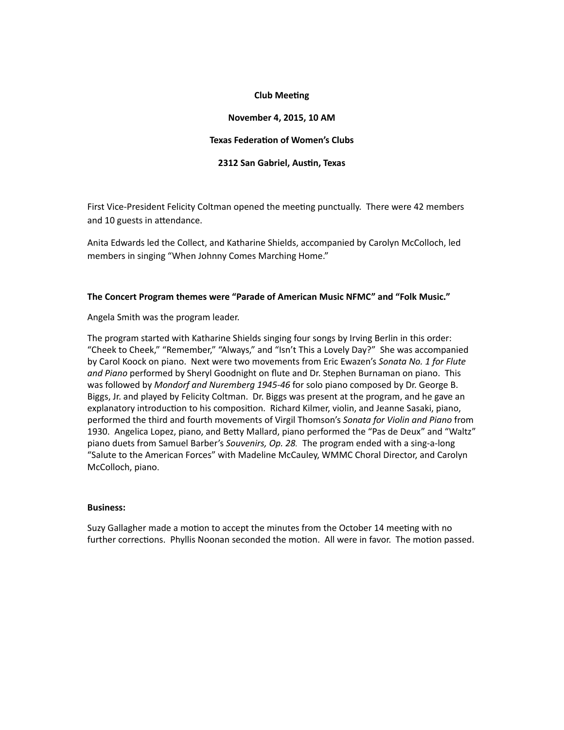**Club Meeting**

**November 4, 2015, 10 AM**

**Texas Federation of Women's Clubs**

**2312 San Gabriel, Austin, Texas**

First Vice-President Felicity Coltman opened the meeting punctually. There were 42 members and 10 guests in attendance.

Anita Edwards led the Collect, and Katharine Shields, accompanied by Carolyn McColloch, led members in singing "When Johnny Comes Marching Home."

**The Concert Program themes were "Parade of American Music NFMC" and "Folk Music."**

Angela Smith was the program leader.

The program started with Katharine Shields singing four songs by Irving Berlin in this order: "Cheek to Cheek," "Remember," "Always," and "Isn't This a Lovely Day?" She was accompanied by Carol Koock on piano. Next were two movements from Eric Ewazen's *Sonata No. 1 for Flute and Piano* performed by Sheryl Goodnight on flute and Dr. Stephen Burnaman on piano. This was followed by *Mondorf and Nuremberg 1945-46* for solo piano composed by Dr. George B. Biggs, Jr. and played by Felicity Coltman. Dr. Biggs was present at the program, and he gave an explanatory introduction to his composition. Richard Kilmer, violin, and Jeanne Sasaki, piano, performed the third and fourth movements of Virgil Thomson's *Sonata for Violin and Piano* from 1930. Angelica Lopez, piano, and Betty Mallard, piano performed the "Pas de Deux" and "Waltz" piano duets from Samuel Barber's *Souvenirs, Op. 28.* The program ended with a sing-a-long "Salute to the American Forces" with Madeline McCauley, WMMC Choral Director, and Carolyn McColloch, piano.

**Business:**

Suzy Gallagher made a motion to accept the minutes from the October 14 meeting with no further corrections. Phyllis Noonan seconded the motion. All were in favor. The motion passed.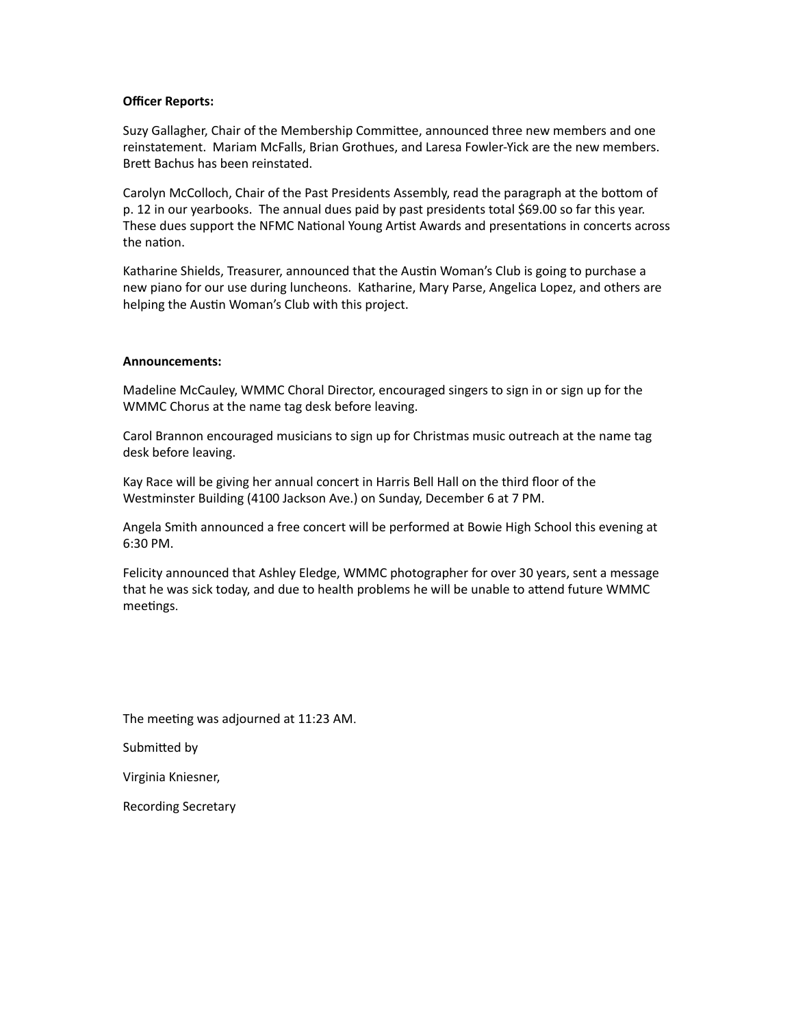**Officer Reports:**

Suzy Gallagher, Chair of the Membership Committee, announced three new members and one reinstatement. Mariam McFalls, Brian Grothues, and Laresa Fowler-Yick are the new members. Brett Bachus has been reinstated.

Carolyn McColloch, Chair of the Past Presidents Assembly, read the paragraph at the bottom of p. 12 in our yearbooks. The annual dues paid by past presidents total $69.00 so far this year. These dues support the NFMC National Young Artist Awards and presentations in concerts across the nation.

Katharine Shields, Treasurer, announced that the Austin Woman's Club is going to purchase a new piano for our use during luncheons. Katharine, Mary Parse, Angelica Lopez, and others are helping the Austin Woman's Club with this project.

**Announcements:**

Madeline McCauley, WMMC Choral Director, encouraged singers to sign in or sign up for the WMMC Chorus at the name tag desk before leaving.

Carol Brannon encouraged musicians to sign up for Christmas music outreach at the name tag desk before leaving.

Kay Race will be giving her annual concert in Harris Bell Hall on the third floor of the Westminster Building (4100 Jackson Ave.) on Sunday, December 6 at 7 PM.

Angela Smith announced a free concert will be performed at Bowie High School this evening at 6:30 PM.

Felicity announced that Ashley Eledge, WMMC photographer for over 30 years, sent a message that he was sick today, and due to health problems he will be unable to attend future WMMC meetings.

The meeting was adjourned at 11:23 AM.

Submitted by

Virginia Kniesner,

Recording Secretary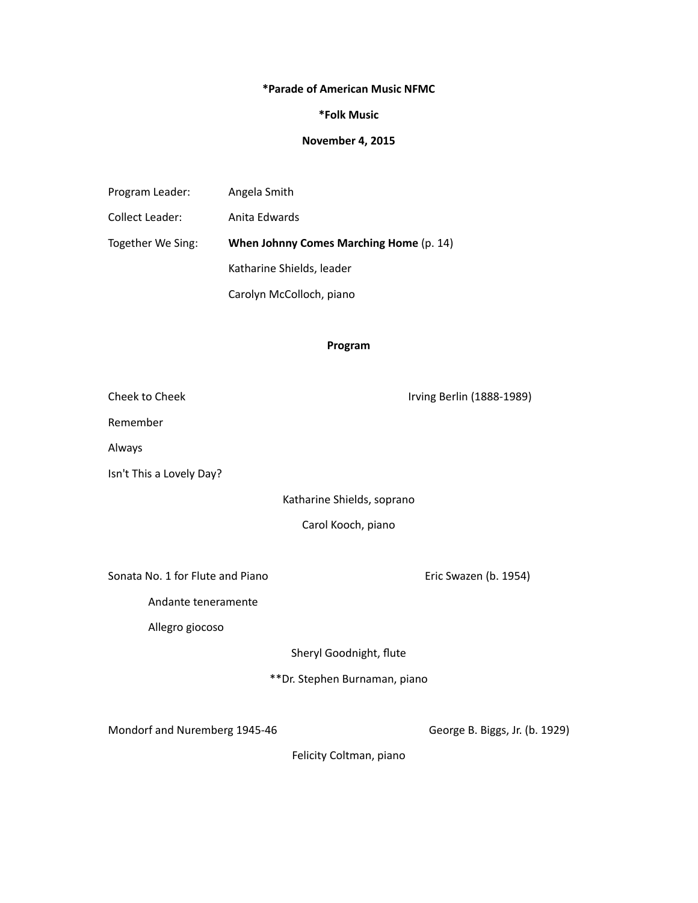**\*Parade of American Music NFMC**

**\*Folk Music**

**November 4, 2015**

Program Leader: Angela Smith

Collect Leader: Anita Edwards

Together We Sing: **When Johnny Comes Marching Home** (p. 14)

Katharine Shields, leader

Carolyn McColloch, piano

## Program

Cheek to Cheek — Irving Berlin (1888-1989)

Remember

Always

Isn't This a Lovely Day?

Katharine Shields, soprano

Carol Kooch, piano

Sonata No. 1 for Flute and Piano — Eric Swazen (b. 1954)

Andante teneramente

Allegro giocoso

Sheryl Goodnight, flute

\*\*Dr. Stephen Burnaman, piano

Mondorf and Nuremberg 1945-46 — George B. Biggs, Jr. (b. 1929)

Felicity Coltman, piano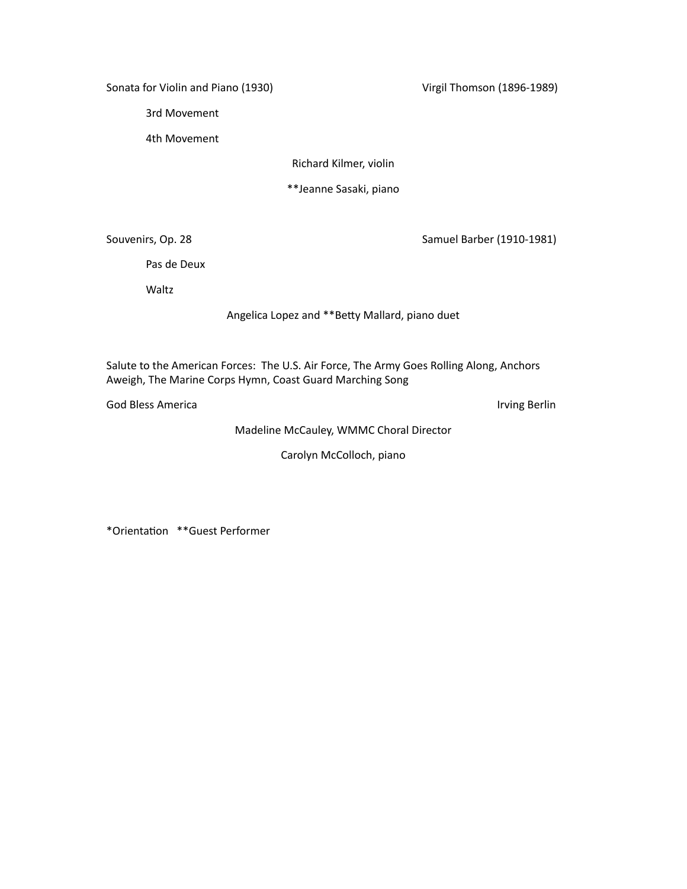Sonata for Violin and Piano (1930) Virgil Thomson (1896-1989)

3rd Movement

4th Movement

Richard Kilmer, violin

**Jeanne Sasaki, piano

Souvenirs, Op. 28 Samuel Barber (1910-1981)

Pas de Deux

Waltz

Angelica Lopez and **Betty Mallard, piano duet

Salute to the American Forces: The U.S. Air Force, The Army Goes Rolling Along, Anchors Aweigh, The Marine Corps Hymn, Coast Guard Marching Song

God Bless America Irving Berlin

Madeline McCauley, WMMC Choral Director

Carolyn McColloch, piano

*Orientation **Guest Performer